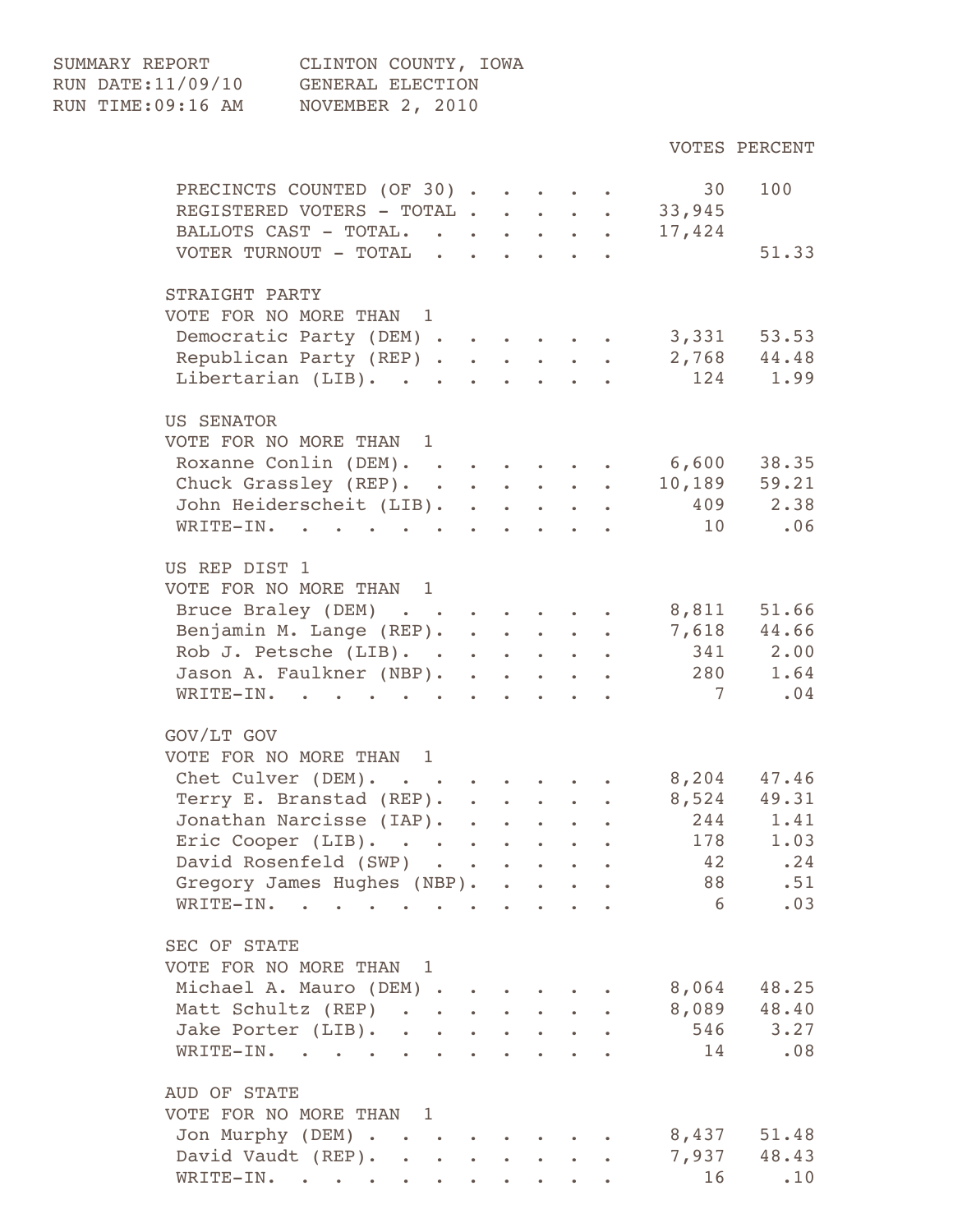SUMMARY REPORT — CLINTON COUNTY, IOWA
RUN DATE:11/09/10 — GENERAL ELECTION
RUN TIME:09:16 AM — NOVEMBER 2, 2010

| | VOTES | PERCENT |
|---|---|---|
| PRECINCTS COUNTED (OF 30) | 30 | 100 |
| REGISTERED VOTERS - TOTAL | 33,945 | |
| BALLOTS CAST - TOTAL. | 17,424 | |
| VOTER TURNOUT - TOTAL | | 51.33 |

**STRAIGHT PARTY**
VOTE FOR NO MORE THAN 1

| | VOTES | PERCENT |
|---|---|---|
| Democratic Party (DEM) | 3,331 | 53.53 |
| Republican Party (REP) | 2,768 | 44.48 |
| Libertarian (LIB). | 124 | 1.99 |

**US SENATOR**
VOTE FOR NO MORE THAN 1

| | VOTES | PERCENT |
|---|---|---|
| Roxanne Conlin (DEM). | 6,600 | 38.35 |
| Chuck Grassley (REP). | 10,189 | 59.21 |
| John Heiderscheit (LIB). | 409 | 2.38 |
| WRITE-IN. | 10 | .06 |

**US REP DIST 1**
VOTE FOR NO MORE THAN 1

| | VOTES | PERCENT |
|---|---|---|
| Bruce Braley (DEM) | 8,811 | 51.66 |
| Benjamin M. Lange (REP). | 7,618 | 44.66 |
| Rob J. Petsche (LIB). | 341 | 2.00 |
| Jason A. Faulkner (NBP). | 280 | 1.64 |
| WRITE-IN. | 7 | .04 |

**GOV/LT GOV**
VOTE FOR NO MORE THAN 1

| | VOTES | PERCENT |
|---|---|---|
| Chet Culver (DEM). | 8,204 | 47.46 |
| Terry E. Branstad (REP). | 8,524 | 49.31 |
| Jonathan Narcisse (IAP). | 244 | 1.41 |
| Eric Cooper (LIB). | 178 | 1.03 |
| David Rosenfeld (SWP) | 42 | .24 |
| Gregory James Hughes (NBP). | 88 | .51 |
| WRITE-IN. | 6 | .03 |

**SEC OF STATE**
VOTE FOR NO MORE THAN 1

| | VOTES | PERCENT |
|---|---|---|
| Michael A. Mauro (DEM) | 8,064 | 48.25 |
| Matt Schultz (REP) | 8,089 | 48.40 |
| Jake Porter (LIB). | 546 | 3.27 |
| WRITE-IN. | 14 | .08 |

**AUD OF STATE**
VOTE FOR NO MORE THAN 1

| | VOTES | PERCENT |
|---|---|---|
| Jon Murphy (DEM) | 8,437 | 51.48 |
| David Vaudt (REP). | 7,937 | 48.43 |
| WRITE-IN. | 16 | .10 |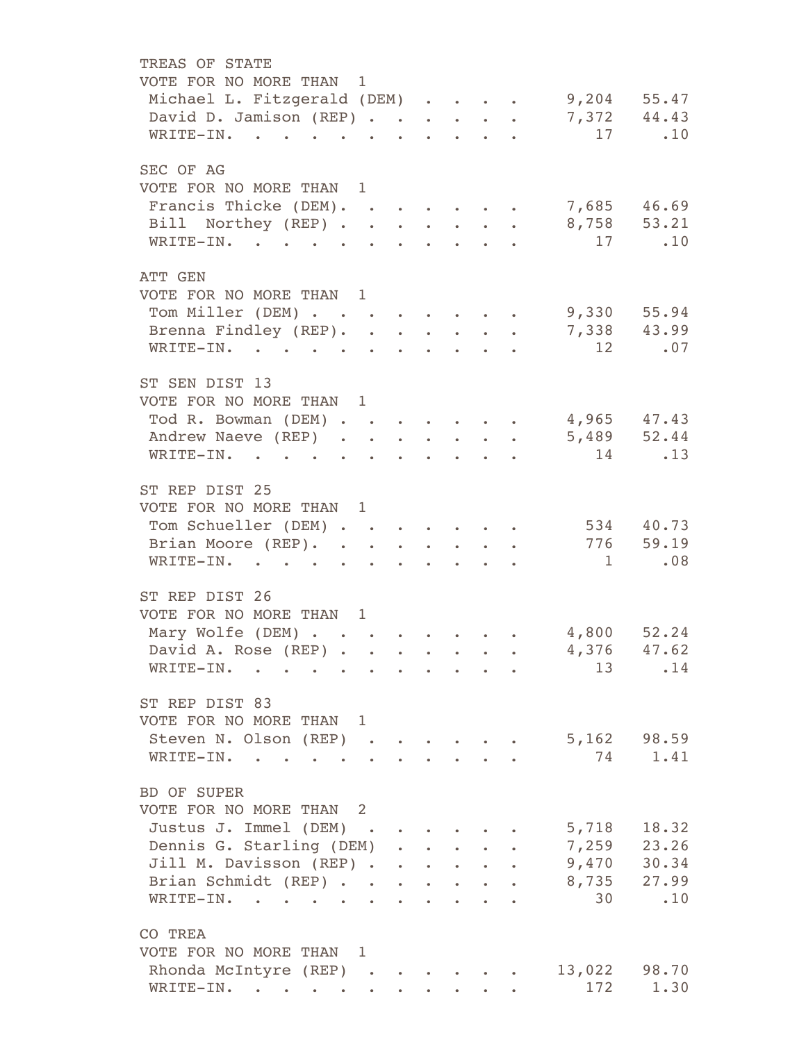## TREAS OF STATE

VOTE FOR NO MORE THAN 1

| Candidate | Votes | Percent |
|---|---|---|
| Michael L. Fitzgerald (DEM) | 9,204 | 55.47 |
| David D. Jamison (REP) | 7,372 | 44.43 |
| WRITE-IN. | 17 | .10 |

## SEC OF AG

VOTE FOR NO MORE THAN 1

| Candidate | Votes | Percent |
|---|---|---|
| Francis Thicke (DEM). | 7,685 | 46.69 |
| Bill Northey (REP) | 8,758 | 53.21 |
| WRITE-IN. | 17 | .10 |

## ATT GEN

VOTE FOR NO MORE THAN 1

| Candidate | Votes | Percent |
|---|---|---|
| Tom Miller (DEM) | 9,330 | 55.94 |
| Brenna Findley (REP). | 7,338 | 43.99 |
| WRITE-IN. | 12 | .07 |

## ST SEN DIST 13

VOTE FOR NO MORE THAN 1

| Candidate | Votes | Percent |
|---|---|---|
| Tod R. Bowman (DEM) | 4,965 | 47.43 |
| Andrew Naeve (REP) | 5,489 | 52.44 |
| WRITE-IN. | 14 | .13 |

## ST REP DIST 25

VOTE FOR NO MORE THAN 1

| Candidate | Votes | Percent |
|---|---|---|
| Tom Schueller (DEM) | 534 | 40.73 |
| Brian Moore (REP). | 776 | 59.19 |
| WRITE-IN. | 1 | .08 |

## ST REP DIST 26

VOTE FOR NO MORE THAN 1

| Candidate | Votes | Percent |
|---|---|---|
| Mary Wolfe (DEM) | 4,800 | 52.24 |
| David A. Rose (REP) | 4,376 | 47.62 |
| WRITE-IN. | 13 | .14 |

## ST REP DIST 83

VOTE FOR NO MORE THAN 1

| Candidate | Votes | Percent |
|---|---|---|
| Steven N. Olson (REP) | 5,162 | 98.59 |
| WRITE-IN. | 74 | 1.41 |

## BD OF SUPER

VOTE FOR NO MORE THAN 2

| Candidate | Votes | Percent |
|---|---|---|
| Justus J. Immel (DEM) | 5,718 | 18.32 |
| Dennis G. Starling (DEM) | 7,259 | 23.26 |
| Jill M. Davisson (REP) | 9,470 | 30.34 |
| Brian Schmidt (REP) | 8,735 | 27.99 |
| WRITE-IN. | 30 | .10 |

## CO TREA

VOTE FOR NO MORE THAN 1

| Candidate | Votes | Percent |
|---|---|---|
| Rhonda McIntyre (REP) | 13,022 | 98.70 |
| WRITE-IN. | 172 | 1.30 |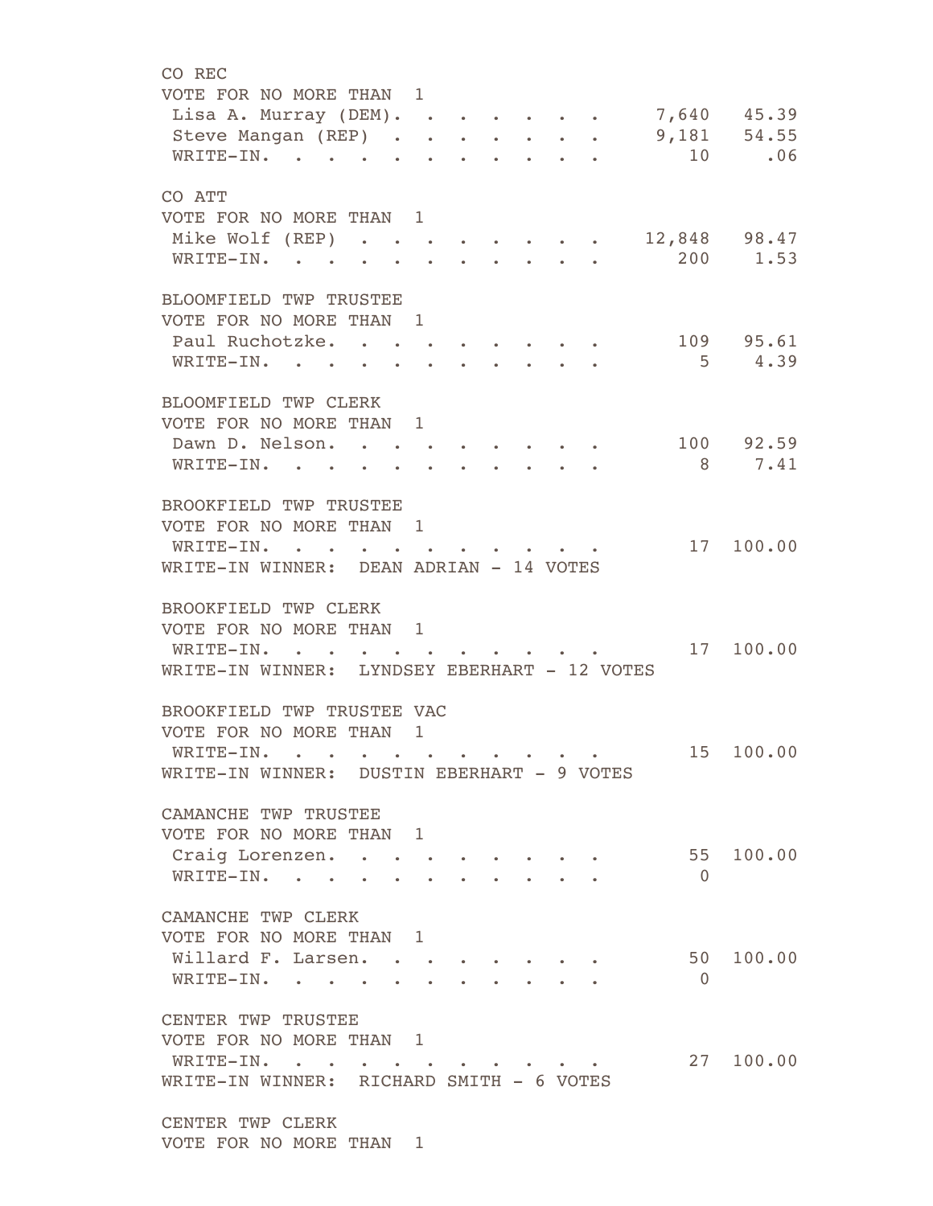CO REC
VOTE FOR NO MORE THAN 1

| Candidate | Votes | Percent |
|---|---|---|
| Lisa A. Murray (DEM) | 7,640 | 45.39 |
| Steve Mangan (REP) | 9,181 | 54.55 |
| WRITE-IN | 10 | .06 |

CO ATT
VOTE FOR NO MORE THAN 1

| Candidate | Votes | Percent |
|---|---|---|
| Mike Wolf (REP) | 12,848 | 98.47 |
| WRITE-IN | 200 | 1.53 |

BLOOMFIELD TWP TRUSTEE
VOTE FOR NO MORE THAN 1

| Candidate | Votes | Percent |
|---|---|---|
| Paul Ruchotzke | 109 | 95.61 |
| WRITE-IN | 5 | 4.39 |

BLOOMFIELD TWP CLERK
VOTE FOR NO MORE THAN 1

| Candidate | Votes | Percent |
|---|---|---|
| Dawn D. Nelson | 100 | 92.59 |
| WRITE-IN | 8 | 7.41 |

BROOKFIELD TWP TRUSTEE
VOTE FOR NO MORE THAN 1

| Candidate | Votes | Percent |
|---|---|---|
| WRITE-IN | 17 | 100.00 |

WRITE-IN WINNER: DEAN ADRIAN - 14 VOTES

BROOKFIELD TWP CLERK
VOTE FOR NO MORE THAN 1

| Candidate | Votes | Percent |
|---|---|---|
| WRITE-IN | 17 | 100.00 |

WRITE-IN WINNER: LYNDSEY EBERHART - 12 VOTES

BROOKFIELD TWP TRUSTEE VAC
VOTE FOR NO MORE THAN 1

| Candidate | Votes | Percent |
|---|---|---|
| WRITE-IN | 15 | 100.00 |

WRITE-IN WINNER: DUSTIN EBERHART - 9 VOTES

CAMANCHE TWP TRUSTEE
VOTE FOR NO MORE THAN 1

| Candidate | Votes | Percent |
|---|---|---|
| Craig Lorenzen | 55 | 100.00 |
| WRITE-IN | 0 | |

CAMANCHE TWP CLERK
VOTE FOR NO MORE THAN 1

| Candidate | Votes | Percent |
|---|---|---|
| Willard F. Larsen | 50 | 100.00 |
| WRITE-IN | 0 | |

CENTER TWP TRUSTEE
VOTE FOR NO MORE THAN 1

| Candidate | Votes | Percent |
|---|---|---|
| WRITE-IN | 27 | 100.00 |

WRITE-IN WINNER: RICHARD SMITH - 6 VOTES

CENTER TWP CLERK
VOTE FOR NO MORE THAN 1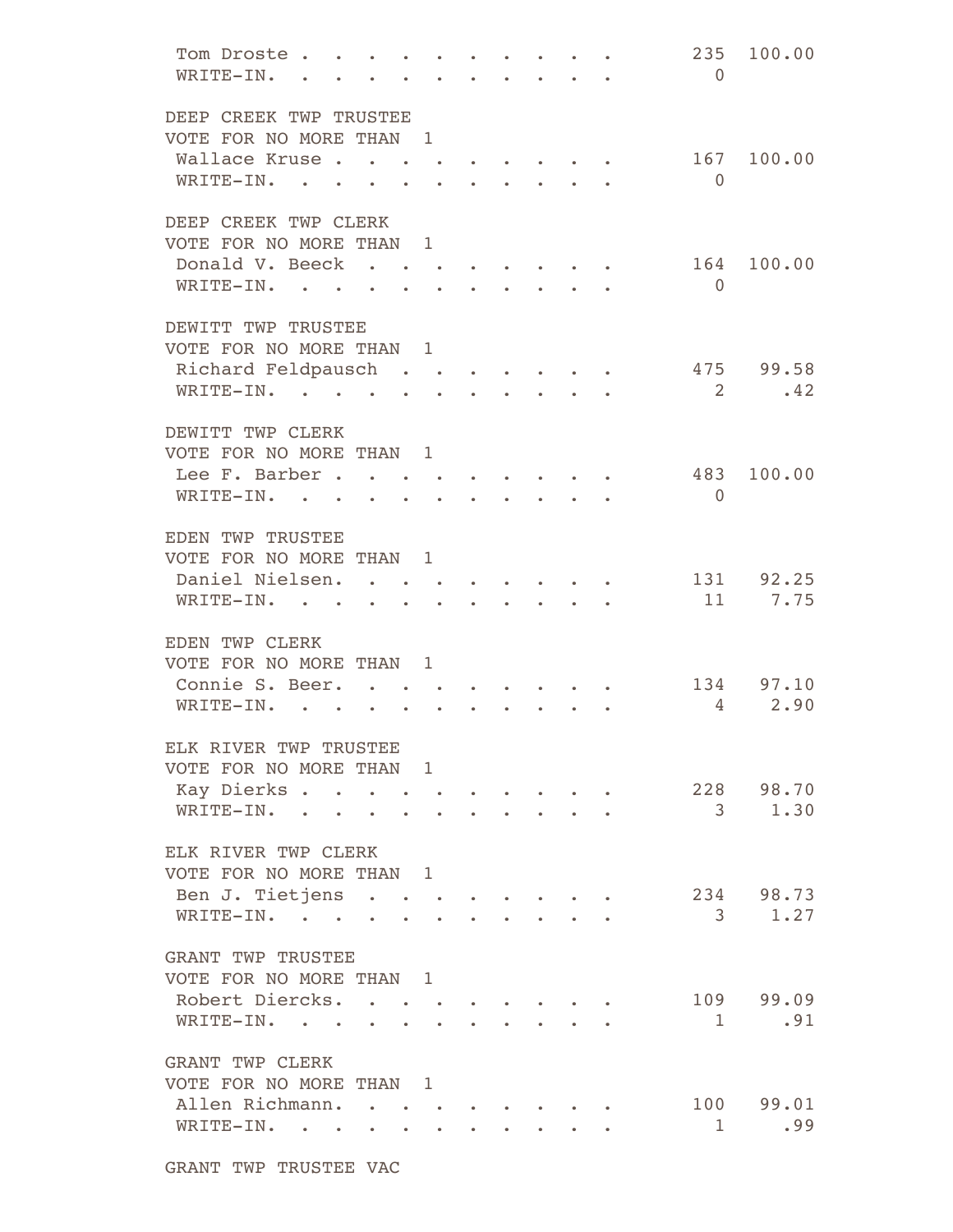| | Votes | Percent |
|---|---|---|
| Tom Droste | 235 | 100.00 |
| WRITE-IN. | 0 | |

DEEP CREEK TWP TRUSTEE
VOTE FOR NO MORE THAN 1

| | Votes | Percent |
|---|---|---|
| Wallace Kruse | 167 | 100.00 |
| WRITE-IN. | 0 | |

DEEP CREEK TWP CLERK
VOTE FOR NO MORE THAN 1

| | Votes | Percent |
|---|---|---|
| Donald V. Beeck | 164 | 100.00 |
| WRITE-IN. | 0 | |

DEWITT TWP TRUSTEE
VOTE FOR NO MORE THAN 1

| | Votes | Percent |
|---|---|---|
| Richard Feldpausch | 475 | 99.58 |
| WRITE-IN. | 2 | .42 |

DEWITT TWP CLERK
VOTE FOR NO MORE THAN 1

| | Votes | Percent |
|---|---|---|
| Lee F. Barber | 483 | 100.00 |
| WRITE-IN. | 0 | |

EDEN TWP TRUSTEE
VOTE FOR NO MORE THAN 1

| | Votes | Percent |
|---|---|---|
| Daniel Nielsen. | 131 | 92.25 |
| WRITE-IN. | 11 | 7.75 |

EDEN TWP CLERK
VOTE FOR NO MORE THAN 1

| | Votes | Percent |
|---|---|---|
| Connie S. Beer. | 134 | 97.10 |
| WRITE-IN. | 4 | 2.90 |

ELK RIVER TWP TRUSTEE
VOTE FOR NO MORE THAN 1

| | Votes | Percent |
|---|---|---|
| Kay Dierks | 228 | 98.70 |
| WRITE-IN. | 3 | 1.30 |

ELK RIVER TWP CLERK
VOTE FOR NO MORE THAN 1

| | Votes | Percent |
|---|---|---|
| Ben J. Tietjens | 234 | 98.73 |
| WRITE-IN. | 3 | 1.27 |

GRANT TWP TRUSTEE
VOTE FOR NO MORE THAN 1

| | Votes | Percent |
|---|---|---|
| Robert Diercks. | 109 | 99.09 |
| WRITE-IN. | 1 | .91 |

GRANT TWP CLERK
VOTE FOR NO MORE THAN 1

| | Votes | Percent |
|---|---|---|
| Allen Richmann. | 100 | 99.01 |
| WRITE-IN. | 1 | .99 |

GRANT TWP TRUSTEE VAC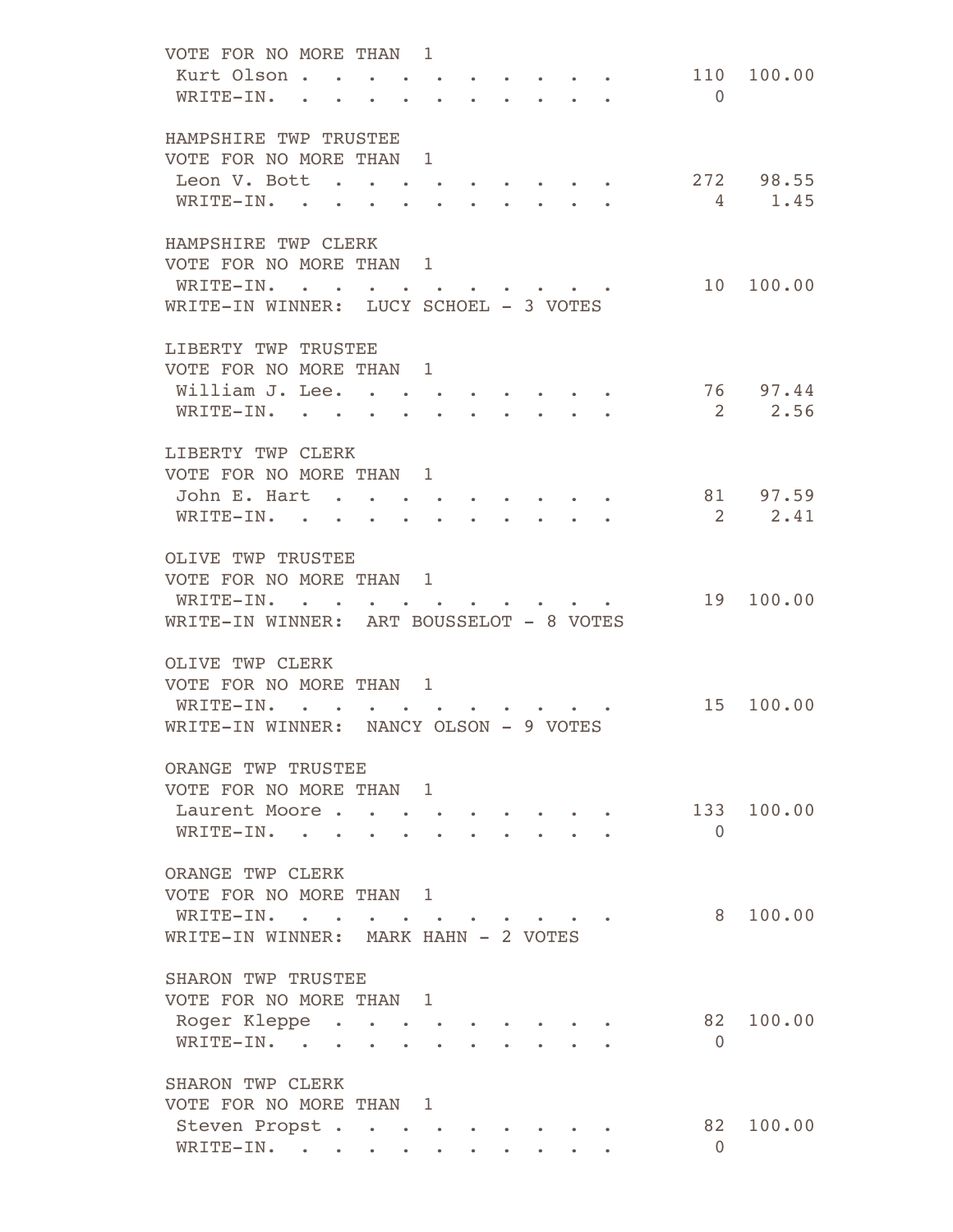VOTE FOR NO MORE THAN 1

| | | |
|---|---|---|
| Kurt Olson | 110 | 100.00 |
| WRITE-IN. | 0 | |

HAMPSHIRE TWP TRUSTEE
VOTE FOR NO MORE THAN 1

| | | |
|---|---|---|
| Leon V. Bott | 272 | 98.55 |
| WRITE-IN. | 4 | 1.45 |

HAMPSHIRE TWP CLERK
VOTE FOR NO MORE THAN 1

| | | |
|---|---|---|
| WRITE-IN. | 10 | 100.00 |

WRITE-IN WINNER: LUCY SCHOEL - 3 VOTES

LIBERTY TWP TRUSTEE
VOTE FOR NO MORE THAN 1

| | | |
|---|---|---|
| William J. Lee. | 76 | 97.44 |
| WRITE-IN. | 2 | 2.56 |

LIBERTY TWP CLERK
VOTE FOR NO MORE THAN 1

| | | |
|---|---|---|
| John E. Hart | 81 | 97.59 |
| WRITE-IN. | 2 | 2.41 |

OLIVE TWP TRUSTEE
VOTE FOR NO MORE THAN 1

| | | |
|---|---|---|
| WRITE-IN. | 19 | 100.00 |

WRITE-IN WINNER: ART BOUSSELOT - 8 VOTES

OLIVE TWP CLERK
VOTE FOR NO MORE THAN 1

| | | |
|---|---|---|
| WRITE-IN. | 15 | 100.00 |

WRITE-IN WINNER: NANCY OLSON - 9 VOTES

ORANGE TWP TRUSTEE
VOTE FOR NO MORE THAN 1

| | | |
|---|---|---|
| Laurent Moore | 133 | 100.00 |
| WRITE-IN. | 0 | |

ORANGE TWP CLERK
VOTE FOR NO MORE THAN 1

| | | |
|---|---|---|
| WRITE-IN. | 8 | 100.00 |

WRITE-IN WINNER: MARK HAHN - 2 VOTES

SHARON TWP TRUSTEE
VOTE FOR NO MORE THAN 1

| | | |
|---|---|---|
| Roger Kleppe | 82 | 100.00 |
| WRITE-IN. | 0 | |

SHARON TWP CLERK
VOTE FOR NO MORE THAN 1

| | | |
|---|---|---|
| Steven Propst | 82 | 100.00 |
| WRITE-IN. | 0 | |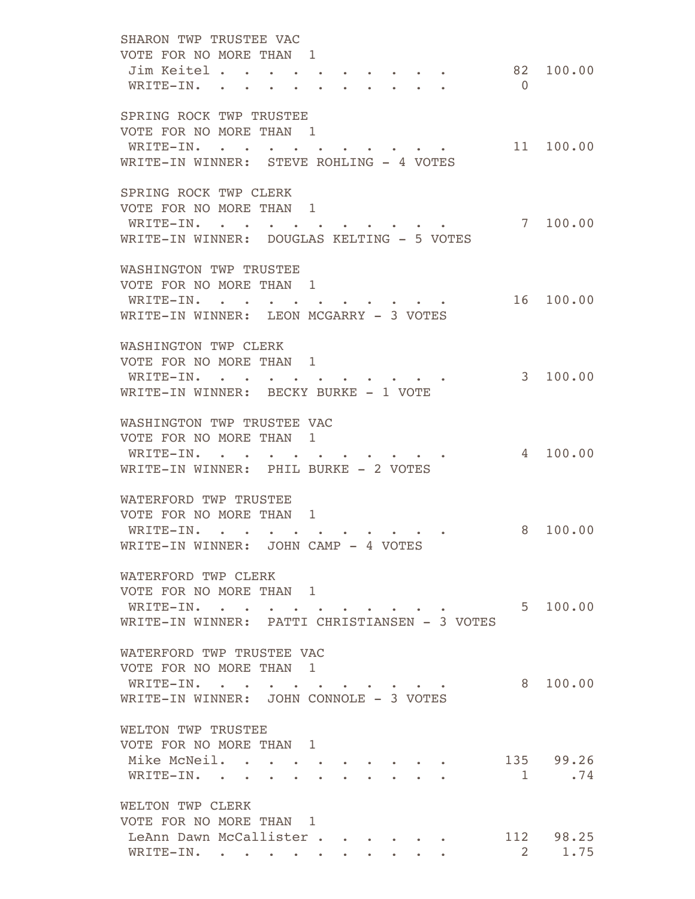SHARON TWP TRUSTEE VAC
VOTE FOR NO MORE THAN 1

| | | |
|---|---|---|
| Jim Keitel . . . . . . . . . . . | 82 | 100.00 |
| WRITE-IN. . . . . . . . . . . . | 0 | |

SPRING ROCK TWP TRUSTEE
VOTE FOR NO MORE THAN 1

| | | |
|---|---|---|
| WRITE-IN. . . . . . . . . . . . | 11 | 100.00 |

WRITE-IN WINNER: STEVE ROHLING - 4 VOTES

SPRING ROCK TWP CLERK
VOTE FOR NO MORE THAN 1

| | | |
|---|---|---|
| WRITE-IN. . . . . . . . . . . . | 7 | 100.00 |

WRITE-IN WINNER: DOUGLAS KELTING - 5 VOTES

WASHINGTON TWP TRUSTEE
VOTE FOR NO MORE THAN 1

| | | |
|---|---|---|
| WRITE-IN. . . . . . . . . . . . | 16 | 100.00 |

WRITE-IN WINNER: LEON MCGARRY - 3 VOTES

WASHINGTON TWP CLERK
VOTE FOR NO MORE THAN 1

| | | |
|---|---|---|
| WRITE-IN. . . . . . . . . . . . | 3 | 100.00 |

WRITE-IN WINNER: BECKY BURKE - 1 VOTE

WASHINGTON TWP TRUSTEE VAC
VOTE FOR NO MORE THAN 1

| | | |
|---|---|---|
| WRITE-IN. . . . . . . . . . . . | 4 | 100.00 |

WRITE-IN WINNER: PHIL BURKE - 2 VOTES

WATERFORD TWP TRUSTEE
VOTE FOR NO MORE THAN 1

| | | |
|---|---|---|
| WRITE-IN. . . . . . . . . . . . | 8 | 100.00 |

WRITE-IN WINNER: JOHN CAMP - 4 VOTES

WATERFORD TWP CLERK
VOTE FOR NO MORE THAN 1

| | | |
|---|---|---|
| WRITE-IN. . . . . . . . . . . . | 5 | 100.00 |

WRITE-IN WINNER: PATTI CHRISTIANSEN - 3 VOTES

WATERFORD TWP TRUSTEE VAC
VOTE FOR NO MORE THAN 1

| | | |
|---|---|---|
| WRITE-IN. . . . . . . . . . . . | 8 | 100.00 |

WRITE-IN WINNER: JOHN CONNOLE - 3 VOTES

WELTON TWP TRUSTEE
VOTE FOR NO MORE THAN 1

| | | |
|---|---|---|
| Mike McNeil. . . . . . . . . . . | 135 | 99.26 |
| WRITE-IN. . . . . . . . . . . . | 1 | .74 |

WELTON TWP CLERK
VOTE FOR NO MORE THAN 1

| | | |
|---|---|---|
| LeAnn Dawn McCallister . . . . . . . | 112 | 98.25 |
| WRITE-IN. . . . . . . . . . . . | 2 | 1.75 |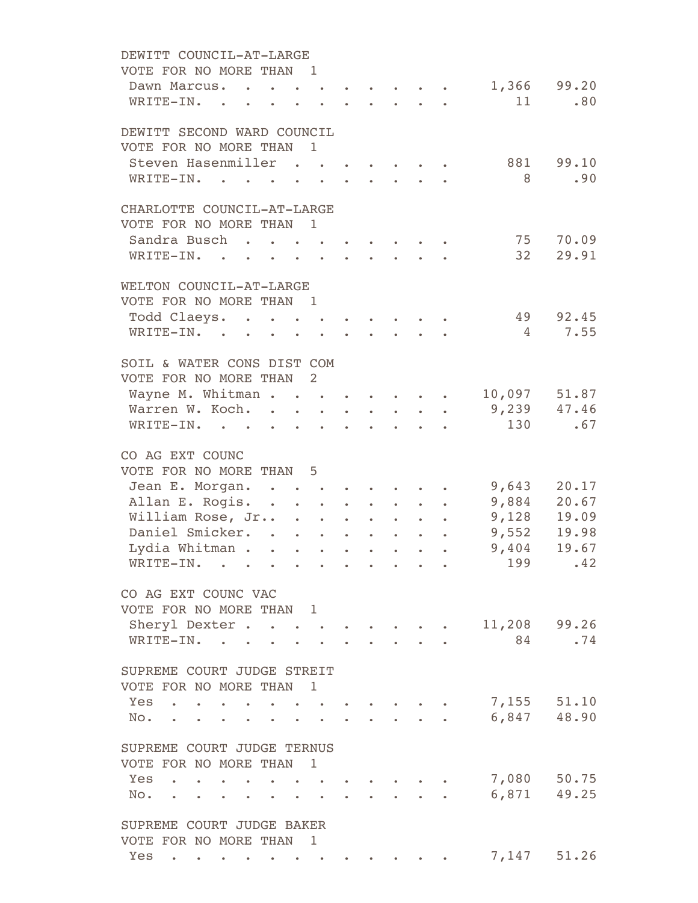DEWITT COUNCIL-AT-LARGE
VOTE FOR NO MORE THAN 1

| | | |
|---|---|---|
| Dawn Marcus | 1,366 | 99.20 |
| WRITE-IN | 11 | .80 |

DEWITT SECOND WARD COUNCIL
VOTE FOR NO MORE THAN 1

| | | |
|---|---|---|
| Steven Hasenmiller | 881 | 99.10 |
| WRITE-IN | 8 | .90 |

CHARLOTTE COUNCIL-AT-LARGE
VOTE FOR NO MORE THAN 1

| | | |
|---|---|---|
| Sandra Busch | 75 | 70.09 |
| WRITE-IN | 32 | 29.91 |

WELTON COUNCIL-AT-LARGE
VOTE FOR NO MORE THAN 1

| | | |
|---|---|---|
| Todd Claeys | 49 | 92.45 |
| WRITE-IN | 4 | 7.55 |

SOIL & WATER CONS DIST COM
VOTE FOR NO MORE THAN 2

| | | |
|---|---|---|
| Wayne M. Whitman | 10,097 | 51.87 |
| Warren W. Koch | 9,239 | 47.46 |
| WRITE-IN | 130 | .67 |

CO AG EXT COUNC
VOTE FOR NO MORE THAN 5

| | | |
|---|---|---|
| Jean E. Morgan | 9,643 | 20.17 |
| Allan E. Rogis | 9,884 | 20.67 |
| William Rose, Jr. | 9,128 | 19.09 |
| Daniel Smicker | 9,552 | 19.98 |
| Lydia Whitman | 9,404 | 19.67 |
| WRITE-IN | 199 | .42 |

CO AG EXT COUNC VAC
VOTE FOR NO MORE THAN 1

| | | |
|---|---|---|
| Sheryl Dexter | 11,208 | 99.26 |
| WRITE-IN | 84 | .74 |

SUPREME COURT JUDGE STREIT
VOTE FOR NO MORE THAN 1

| | | |
|---|---|---|
| Yes | 7,155 | 51.10 |
| No | 6,847 | 48.90 |

SUPREME COURT JUDGE TERNUS
VOTE FOR NO MORE THAN 1

| | | |
|---|---|---|
| Yes | 7,080 | 50.75 |
| No | 6,871 | 49.25 |

SUPREME COURT JUDGE BAKER
VOTE FOR NO MORE THAN 1

| | | |
|---|---|---|
| Yes | 7,147 | 51.26 |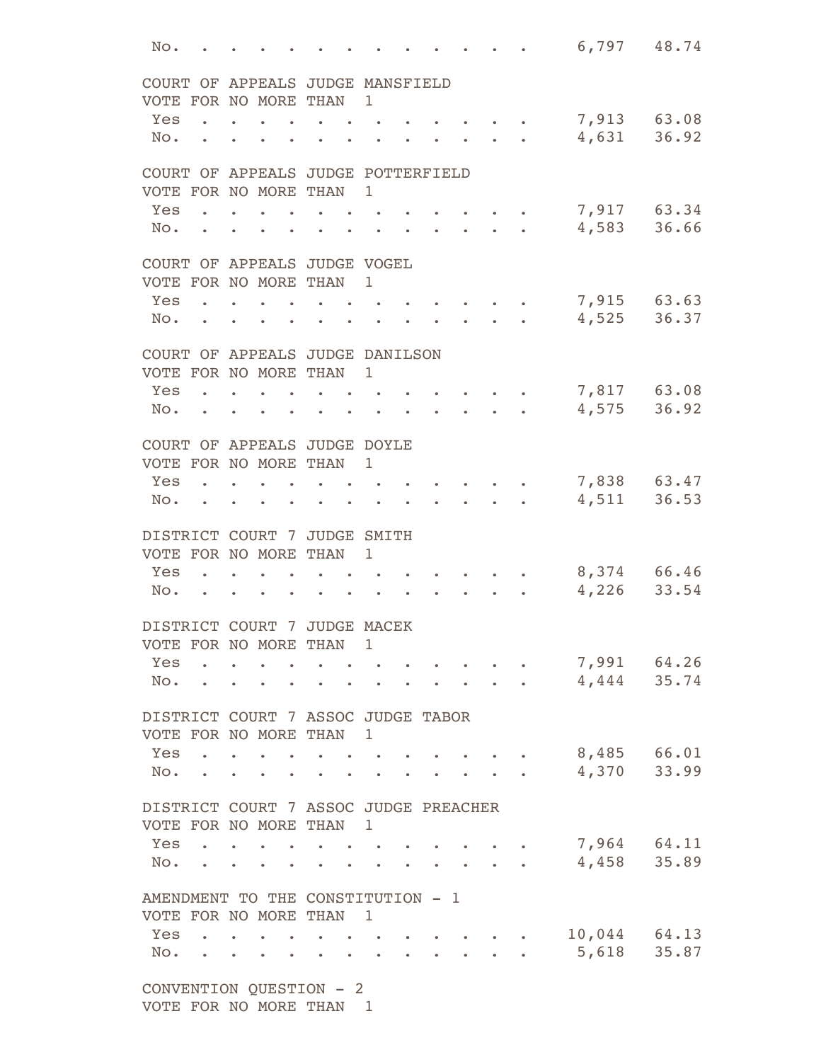| | | |
|---|---|---|
| No. | 6,797 | 48.74 |

**COURT OF APPEALS JUDGE MANSFIELD**
VOTE FOR NO MORE THAN 1

| | | |
|---|---|---|
| Yes | 7,913 | 63.08 |
| No. | 4,631 | 36.92 |

**COURT OF APPEALS JUDGE POTTERFIELD**
VOTE FOR NO MORE THAN 1

| | | |
|---|---|---|
| Yes | 7,917 | 63.34 |
| No. | 4,583 | 36.66 |

**COURT OF APPEALS JUDGE VOGEL**
VOTE FOR NO MORE THAN 1

| | | |
|---|---|---|
| Yes | 7,915 | 63.63 |
| No. | 4,525 | 36.37 |

**COURT OF APPEALS JUDGE DANILSON**
VOTE FOR NO MORE THAN 1

| | | |
|---|---|---|
| Yes | 7,817 | 63.08 |
| No. | 4,575 | 36.92 |

**COURT OF APPEALS JUDGE DOYLE**
VOTE FOR NO MORE THAN 1

| | | |
|---|---|---|
| Yes | 7,838 | 63.47 |
| No. | 4,511 | 36.53 |

**DISTRICT COURT 7 JUDGE SMITH**
VOTE FOR NO MORE THAN 1

| | | |
|---|---|---|
| Yes | 8,374 | 66.46 |
| No. | 4,226 | 33.54 |

**DISTRICT COURT 7 JUDGE MACEK**
VOTE FOR NO MORE THAN 1

| | | |
|---|---|---|
| Yes | 7,991 | 64.26 |
| No. | 4,444 | 35.74 |

**DISTRICT COURT 7 ASSOC JUDGE TABOR**
VOTE FOR NO MORE THAN 1

| | | |
|---|---|---|
| Yes | 8,485 | 66.01 |
| No. | 4,370 | 33.99 |

**DISTRICT COURT 7 ASSOC JUDGE PREACHER**
VOTE FOR NO MORE THAN 1

| | | |
|---|---|---|
| Yes | 7,964 | 64.11 |
| No. | 4,458 | 35.89 |

**AMENDMENT TO THE CONSTITUTION - 1**
VOTE FOR NO MORE THAN 1

| | | |
|---|---|---|
| Yes | 10,044 | 64.13 |
| No. | 5,618 | 35.87 |

**CONVENTION QUESTION - 2**
VOTE FOR NO MORE THAN 1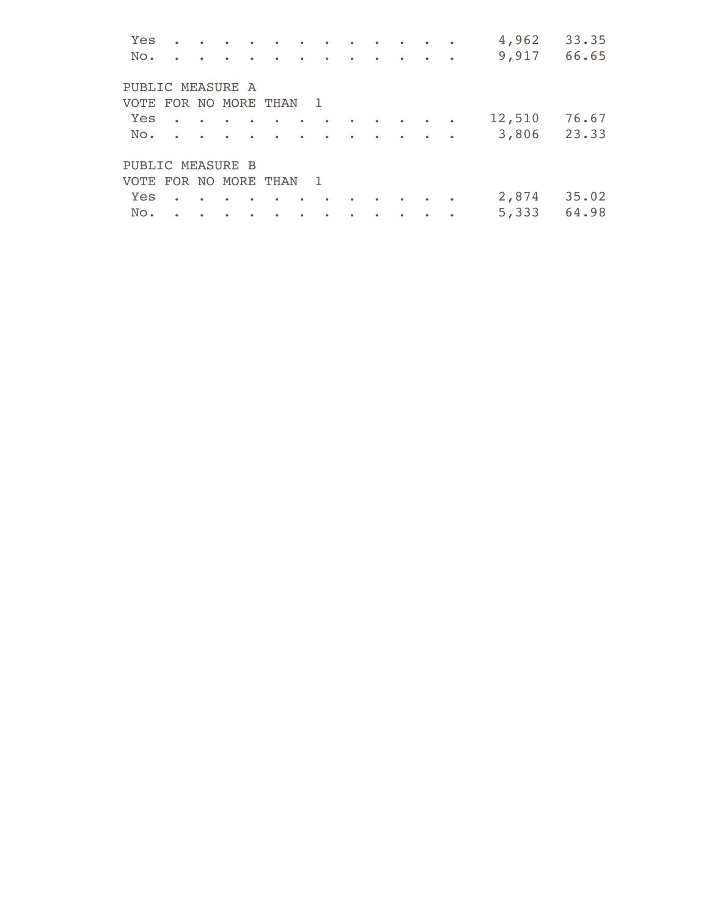| | | |
|---|---|---|
| Yes | 4,962 | 33.35 |
| No. | 9,917 | 66.65 |

PUBLIC MEASURE A

VOTE FOR NO MORE THAN 1

| | | |
|---|---|---|
| Yes | 12,510 | 76.67 |
| No. | 3,806 | 23.33 |

PUBLIC MEASURE B

VOTE FOR NO MORE THAN 1

| | | |
|---|---|---|
| Yes | 2,874 | 35.02 |
| No. | 5,333 | 64.98 |